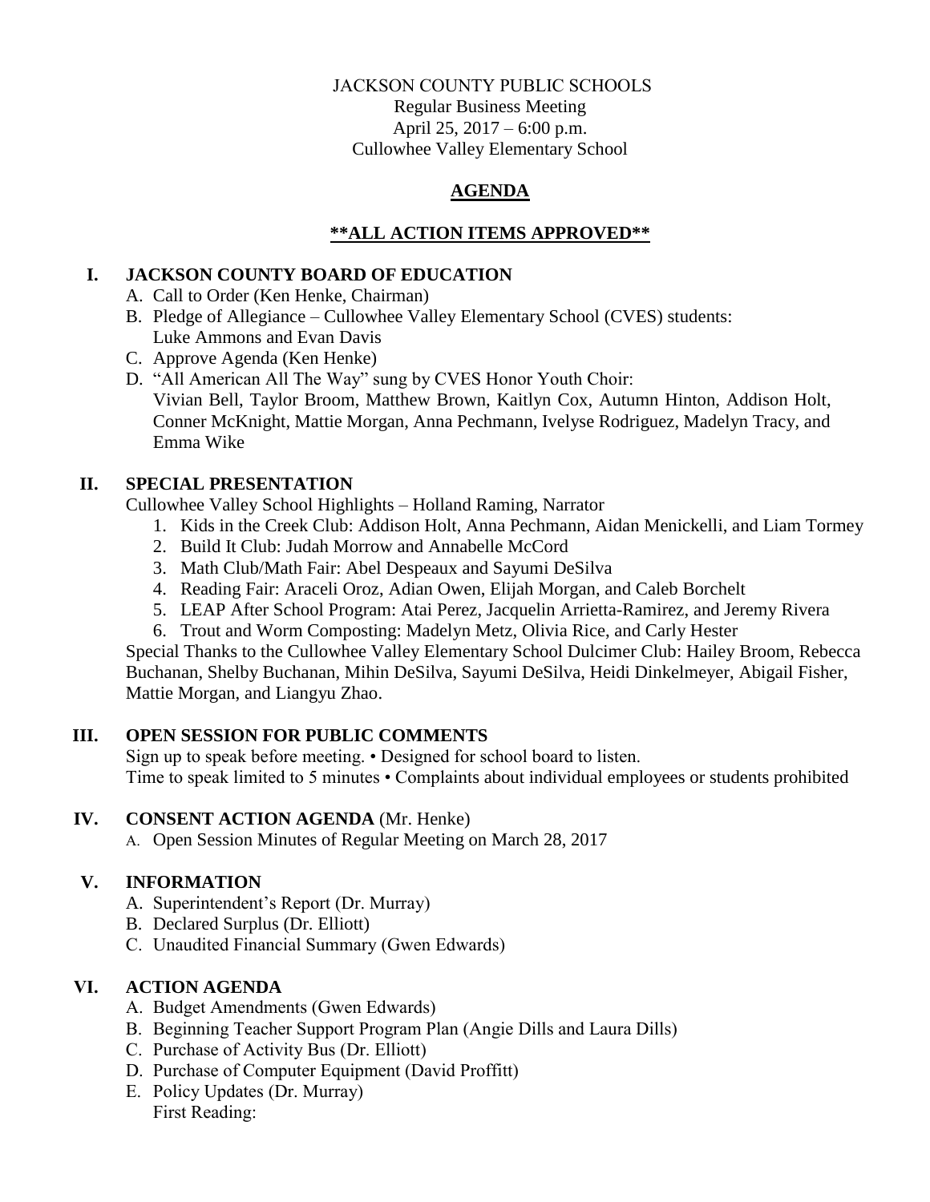JACKSON COUNTY PUBLIC SCHOOLS
Regular Business Meeting
April 25, 2017 – 6:00 p.m.
Cullowhee Valley Elementary School

# AGENDA

## **ALL ACTION ITEMS APPROVED**

## I. JACKSON COUNTY BOARD OF EDUCATION

A. Call to Order (Ken Henke, Chairman)
B. Pledge of Allegiance – Cullowhee Valley Elementary School (CVES) students: Luke Ammons and Evan Davis
C. Approve Agenda (Ken Henke)
D. "All American All The Way" sung by CVES Honor Youth Choir: Vivian Bell, Taylor Broom, Matthew Brown, Kaitlyn Cox, Autumn Hinton, Addison Holt, Conner McKnight, Mattie Morgan, Anna Pechmann, Ivelyse Rodriguez, Madelyn Tracy, and Emma Wike

## II. SPECIAL PRESENTATION

Cullowhee Valley School Highlights – Holland Raming, Narrator

1. Kids in the Creek Club: Addison Holt, Anna Pechmann, Aidan Menickelli, and Liam Tormey
2. Build It Club: Judah Morrow and Annabelle McCord
3. Math Club/Math Fair: Abel Despeaux and Sayumi DeSilva
4. Reading Fair: Araceli Oroz, Adian Owen, Elijah Morgan, and Caleb Borchelt
5. LEAP After School Program: Atai Perez, Jacquelin Arrietta-Ramirez, and Jeremy Rivera
6. Trout and Worm Composting: Madelyn Metz, Olivia Rice, and Carly Hester

Special Thanks to the Cullowhee Valley Elementary School Dulcimer Club: Hailey Broom, Rebecca Buchanan, Shelby Buchanan, Mihin DeSilva, Sayumi DeSilva, Heidi Dinkelmeyer, Abigail Fisher, Mattie Morgan, and Liangyu Zhao.

## III. OPEN SESSION FOR PUBLIC COMMENTS

Sign up to speak before meeting. • Designed for school board to listen.
Time to speak limited to 5 minutes • Complaints about individual employees or students prohibited

## IV. CONSENT ACTION AGENDA (Mr. Henke)

A. Open Session Minutes of Regular Meeting on March 28, 2017

## V. INFORMATION

A. Superintendent's Report (Dr. Murray)
B. Declared Surplus (Dr. Elliott)
C. Unaudited Financial Summary (Gwen Edwards)

## VI. ACTION AGENDA

A. Budget Amendments (Gwen Edwards)
B. Beginning Teacher Support Program Plan (Angie Dills and Laura Dills)
C. Purchase of Activity Bus (Dr. Elliott)
D. Purchase of Computer Equipment (David Proffitt)
E. Policy Updates (Dr. Murray)
First Reading: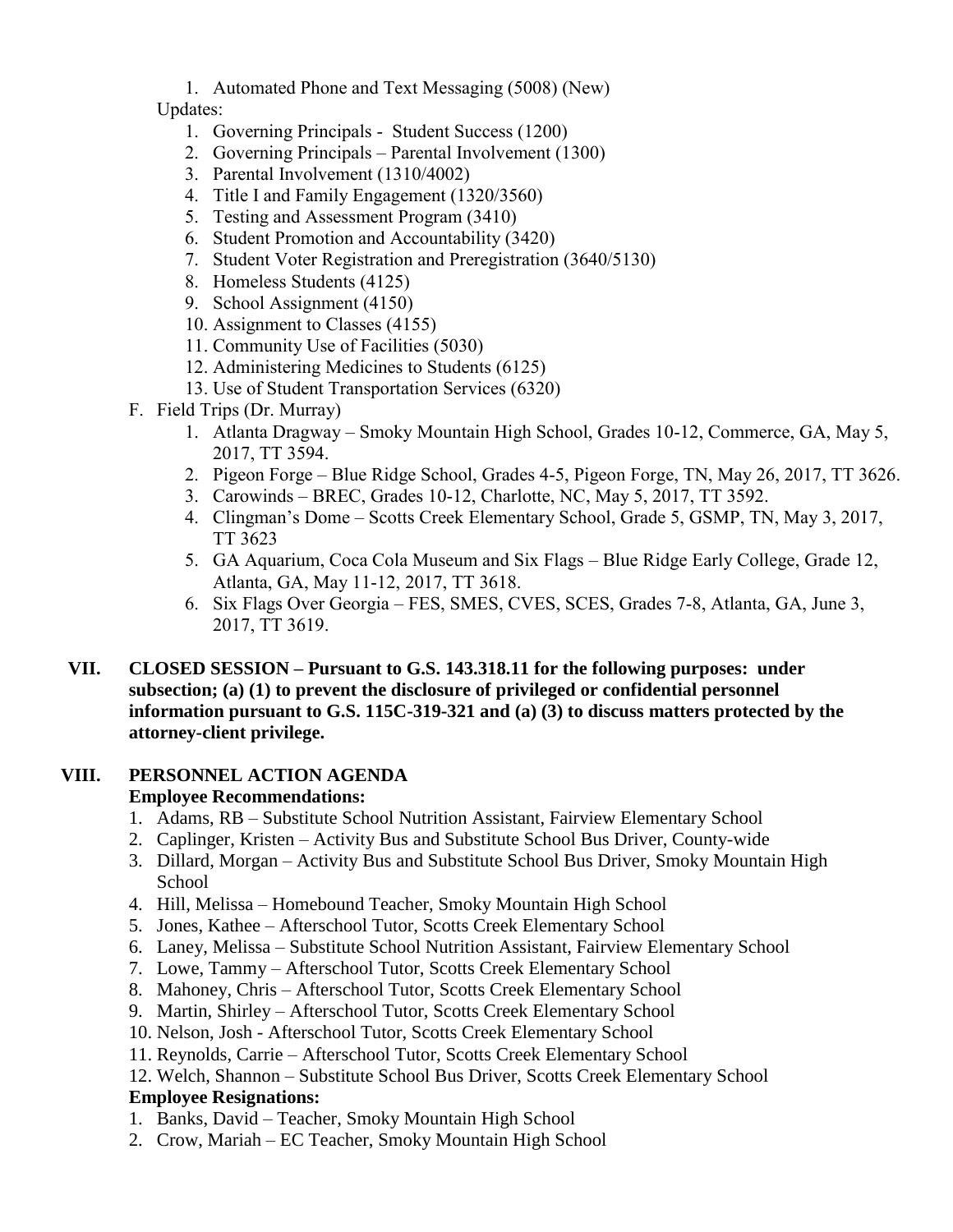1. Automated Phone and Text Messaging (5008) (New)

Updates:

1. Governing Principals - Student Success (1200)
2. Governing Principals – Parental Involvement (1300)
3. Parental Involvement (1310/4002)
4. Title I and Family Engagement (1320/3560)
5. Testing and Assessment Program (3410)
6. Student Promotion and Accountability (3420)
7. Student Voter Registration and Preregistration (3640/5130)
8. Homeless Students (4125)
9. School Assignment (4150)
10. Assignment to Classes (4155)
11. Community Use of Facilities (5030)
12. Administering Medicines to Students (6125)
13. Use of Student Transportation Services (6320)

F. Field Trips (Dr. Murray)

1. Atlanta Dragway – Smoky Mountain High School, Grades 10-12, Commerce, GA, May 5, 2017, TT 3594.
2. Pigeon Forge – Blue Ridge School, Grades 4-5, Pigeon Forge, TN, May 26, 2017, TT 3626.
3. Carowinds – BREC, Grades 10-12, Charlotte, NC, May 5, 2017, TT 3592.
4. Clingman's Dome – Scotts Creek Elementary School, Grade 5, GSMP, TN, May 3, 2017, TT 3623
5. GA Aquarium, Coca Cola Museum and Six Flags – Blue Ridge Early College, Grade 12, Atlanta, GA, May 11-12, 2017, TT 3618.
6. Six Flags Over Georgia – FES, SMES, CVES, SCES, Grades 7-8, Atlanta, GA, June 3, 2017, TT 3619.

## VII. CLOSED SESSION – Pursuant to G.S. 143.318.11 for the following purposes: under subsection; (a) (1) to prevent the disclosure of privileged or confidential personnel information pursuant to G.S. 115C-319-321 and (a) (3) to discuss matters protected by the attorney-client privilege.

## VIII. PERSONNEL ACTION AGENDA

**Employee Recommendations:**

1. Adams, RB – Substitute School Nutrition Assistant, Fairview Elementary School
2. Caplinger, Kristen – Activity Bus and Substitute School Bus Driver, County-wide
3. Dillard, Morgan – Activity Bus and Substitute School Bus Driver, Smoky Mountain High School
4. Hill, Melissa – Homebound Teacher, Smoky Mountain High School
5. Jones, Kathee – Afterschool Tutor, Scotts Creek Elementary School
6. Laney, Melissa – Substitute School Nutrition Assistant, Fairview Elementary School
7. Lowe, Tammy – Afterschool Tutor, Scotts Creek Elementary School
8. Mahoney, Chris – Afterschool Tutor, Scotts Creek Elementary School
9. Martin, Shirley – Afterschool Tutor, Scotts Creek Elementary School
10. Nelson, Josh - Afterschool Tutor, Scotts Creek Elementary School
11. Reynolds, Carrie – Afterschool Tutor, Scotts Creek Elementary School
12. Welch, Shannon – Substitute School Bus Driver, Scotts Creek Elementary School

**Employee Resignations:**

1. Banks, David – Teacher, Smoky Mountain High School
2. Crow, Mariah – EC Teacher, Smoky Mountain High School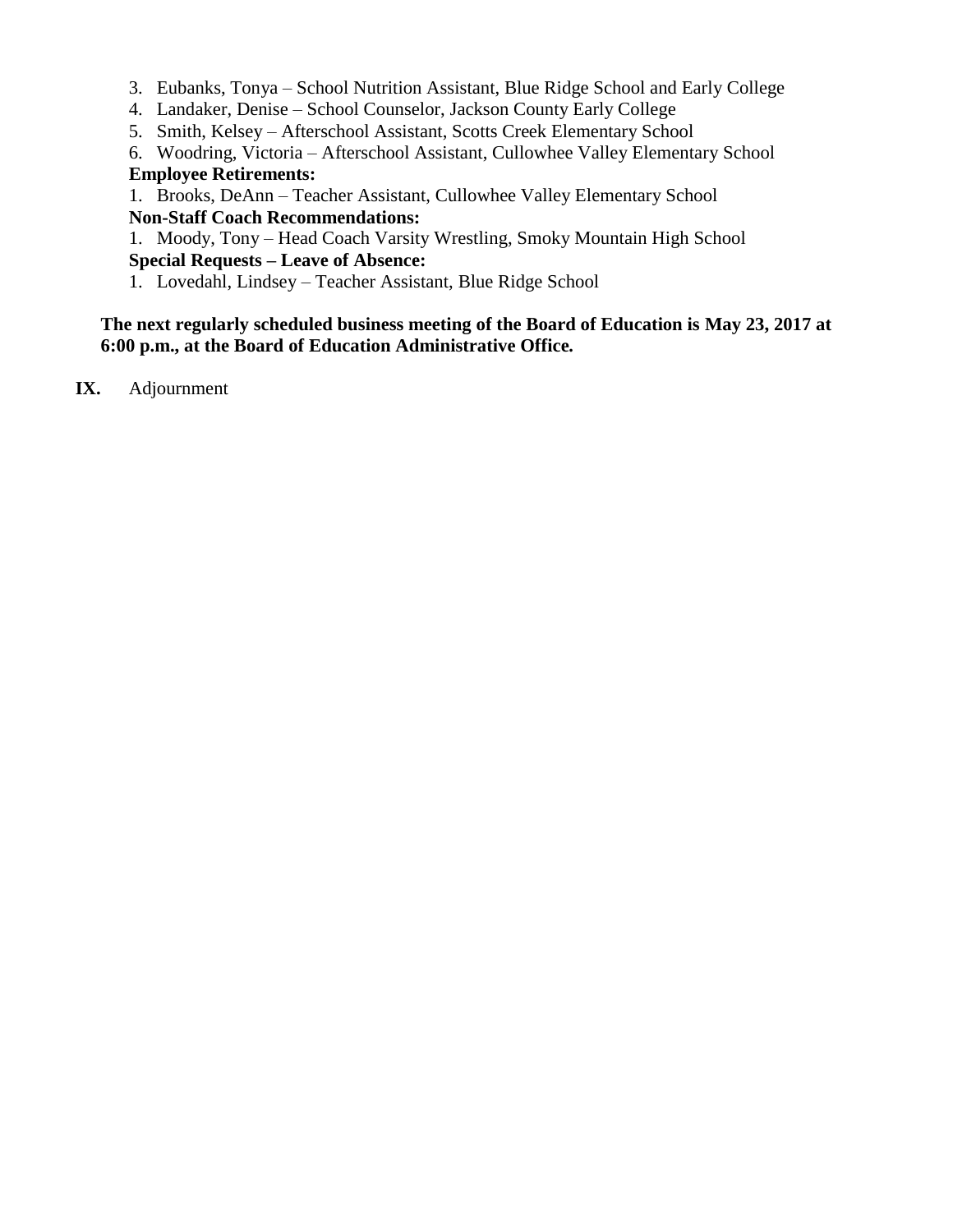3. Eubanks, Tonya – School Nutrition Assistant, Blue Ridge School and Early College
4. Landaker, Denise – School Counselor, Jackson County Early College
5. Smith, Kelsey – Afterschool Assistant, Scotts Creek Elementary School
6. Woodring, Victoria – Afterschool Assistant, Cullowhee Valley Elementary School

**Employee Retirements:**

1. Brooks, DeAnn – Teacher Assistant, Cullowhee Valley Elementary School

**Non-Staff Coach Recommendations:**

1. Moody, Tony – Head Coach Varsity Wrestling, Smoky Mountain High School

**Special Requests – Leave of Absence:**

1. Lovedahl, Lindsey – Teacher Assistant, Blue Ridge School

**The next regularly scheduled business meeting of the Board of Education is May 23, 2017 at 6:00 p.m., at the Board of Education Administrative Office.**

**IX.** Adjournment